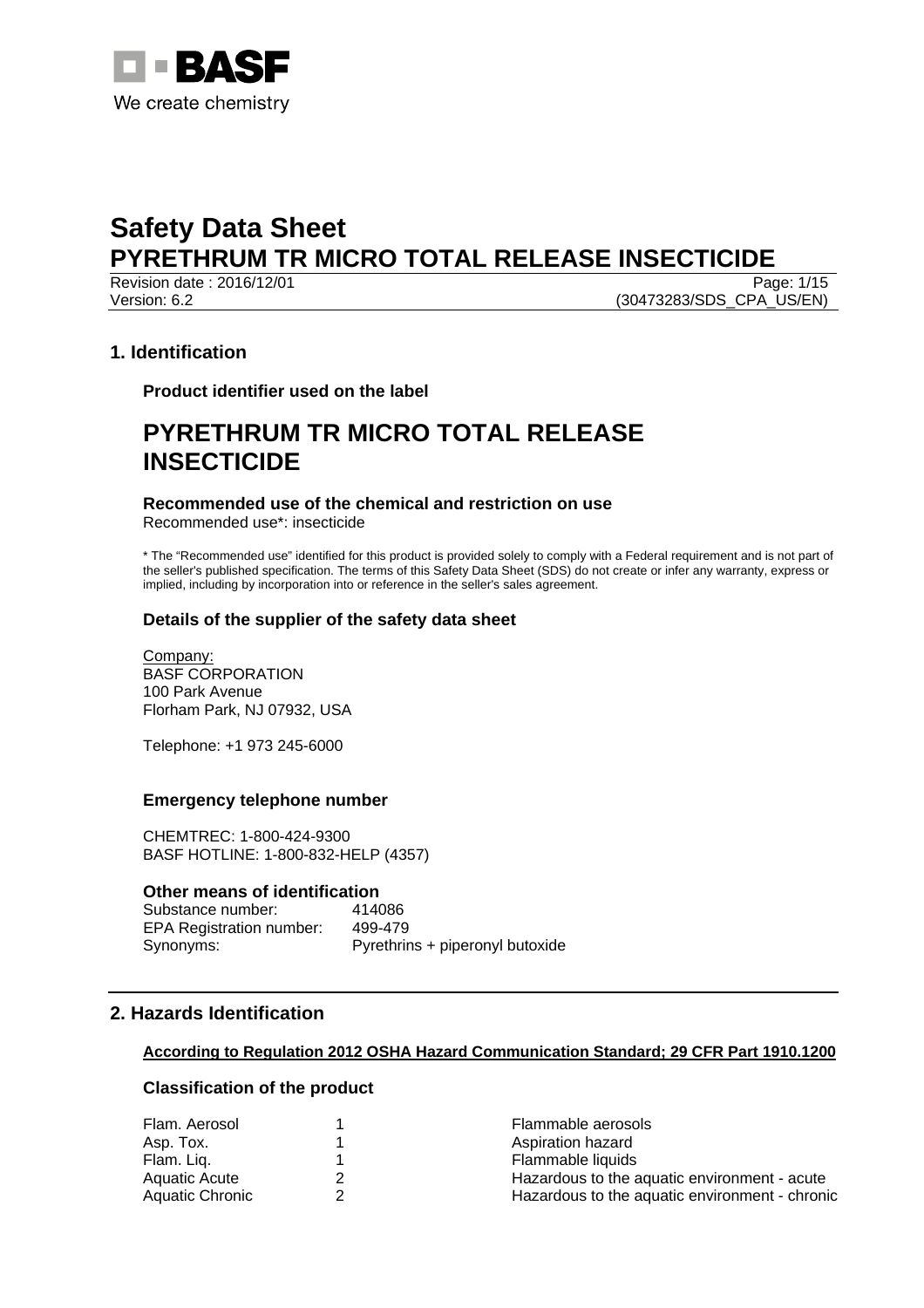# Safety Data Sheet
# PYRETHRUM TR MICRO TOTAL RELEASE INSECTICIDE

Revision date : 2016/12/01
Version: 6.2 (30473283/SDS_CPA_US/EN)

## 1. Identification

### Product identifier used on the label

# PYRETHRUM TR MICRO TOTAL RELEASE INSECTICIDE

### Recommended use of the chemical and restriction on use

Recommended use*: insecticide

* The “Recommended use” identified for this product is provided solely to comply with a Federal requirement and is not part of the seller's published specification. The terms of this Safety Data Sheet (SDS) do not create or infer any warranty, express or implied, including by incorporation into or reference in the seller's sales agreement.

### Details of the supplier of the safety data sheet

Company:
BASF CORPORATION
100 Park Avenue
Florham Park, NJ 07932, USA

Telephone: +1 973 245-6000

### Emergency telephone number

CHEMTREC: 1-800-424-9300
BASF HOTLINE: 1-800-832-HELP (4357)

### Other means of identification

| | |
|---|---|
| Substance number: | 414086 |
| EPA Registration number: | 499-479 |
| Synonyms: | Pyrethrins + piperonyl butoxide |

## 2. Hazards Identification

**According to Regulation 2012 OSHA Hazard Communication Standard; 29 CFR Part 1910.1200**

### Classification of the product

| | | |
|---|---|---|
| Flam. Aerosol | 1 | Flammable aerosols |
| Asp. Tox. | 1 | Aspiration hazard |
| Flam. Liq. | 1 | Flammable liquids |
| Aquatic Acute | 2 | Hazardous to the aquatic environment - acute |
| Aquatic Chronic | 2 | Hazardous to the aquatic environment - chronic |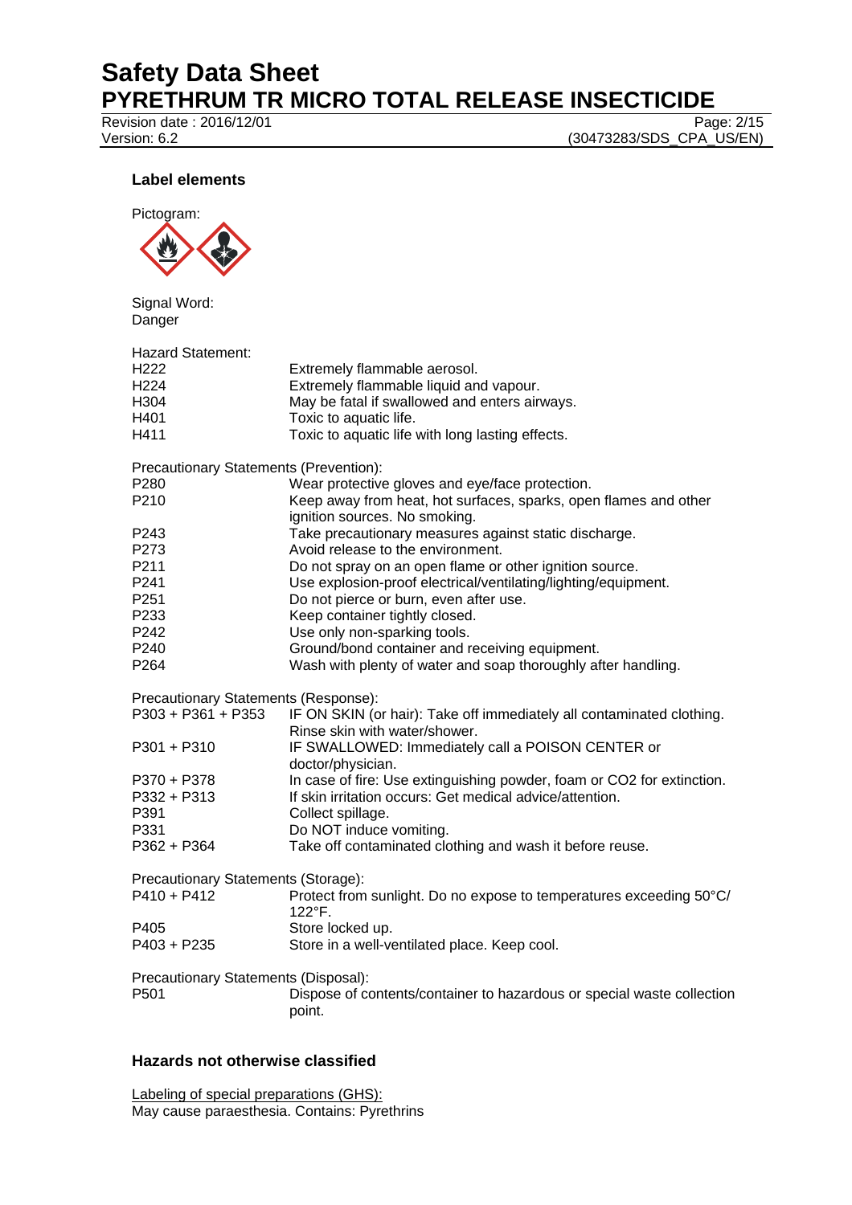### Label elements

Pictogram:

Signal Word:
Danger

Hazard Statement:

| | |
|---|---|
| H222 | Extremely flammable aerosol. |
| H224 | Extremely flammable liquid and vapour. |
| H304 | May be fatal if swallowed and enters airways. |
| H401 | Toxic to aquatic life. |
| H411 | Toxic to aquatic life with long lasting effects. |

Precautionary Statements (Prevention):

| | |
|---|---|
| P280 | Wear protective gloves and eye/face protection. |
| P210 | Keep away from heat, hot surfaces, sparks, open flames and other ignition sources. No smoking. |
| P243 | Take precautionary measures against static discharge. |
| P273 | Avoid release to the environment. |
| P211 | Do not spray on an open flame or other ignition source. |
| P241 | Use explosion-proof electrical/ventilating/lighting/equipment. |
| P251 | Do not pierce or burn, even after use. |
| P233 | Keep container tightly closed. |
| P242 | Use only non-sparking tools. |
| P240 | Ground/bond container and receiving equipment. |
| P264 | Wash with plenty of water and soap thoroughly after handling. |

Precautionary Statements (Response):

| | |
|---|---|
| P303 + P361 + P353 | IF ON SKIN (or hair): Take off immediately all contaminated clothing. Rinse skin with water/shower. |
| P301 + P310 | IF SWALLOWED: Immediately call a POISON CENTER or doctor/physician. |
| P370 + P378 | In case of fire: Use extinguishing powder, foam or CO2 for extinction. |
| P332 + P313 | If skin irritation occurs: Get medical advice/attention. |
| P391 | Collect spillage. |
| P331 | Do NOT induce vomiting. |
| P362 + P364 | Take off contaminated clothing and wash it before reuse. |

Precautionary Statements (Storage):

| | |
|---|---|
| P410 + P412 | Protect from sunlight. Do no expose to temperatures exceeding 50°C/ 122°F. |
| P405 | Store locked up. |
| P403 + P235 | Store in a well-ventilated place. Keep cool. |

Precautionary Statements (Disposal):

| | |
|---|---|
| P501 | Dispose of contents/container to hazardous or special waste collection point. |

### Hazards not otherwise classified

Labeling of special preparations (GHS):
May cause paraesthesia. Contains: Pyrethrins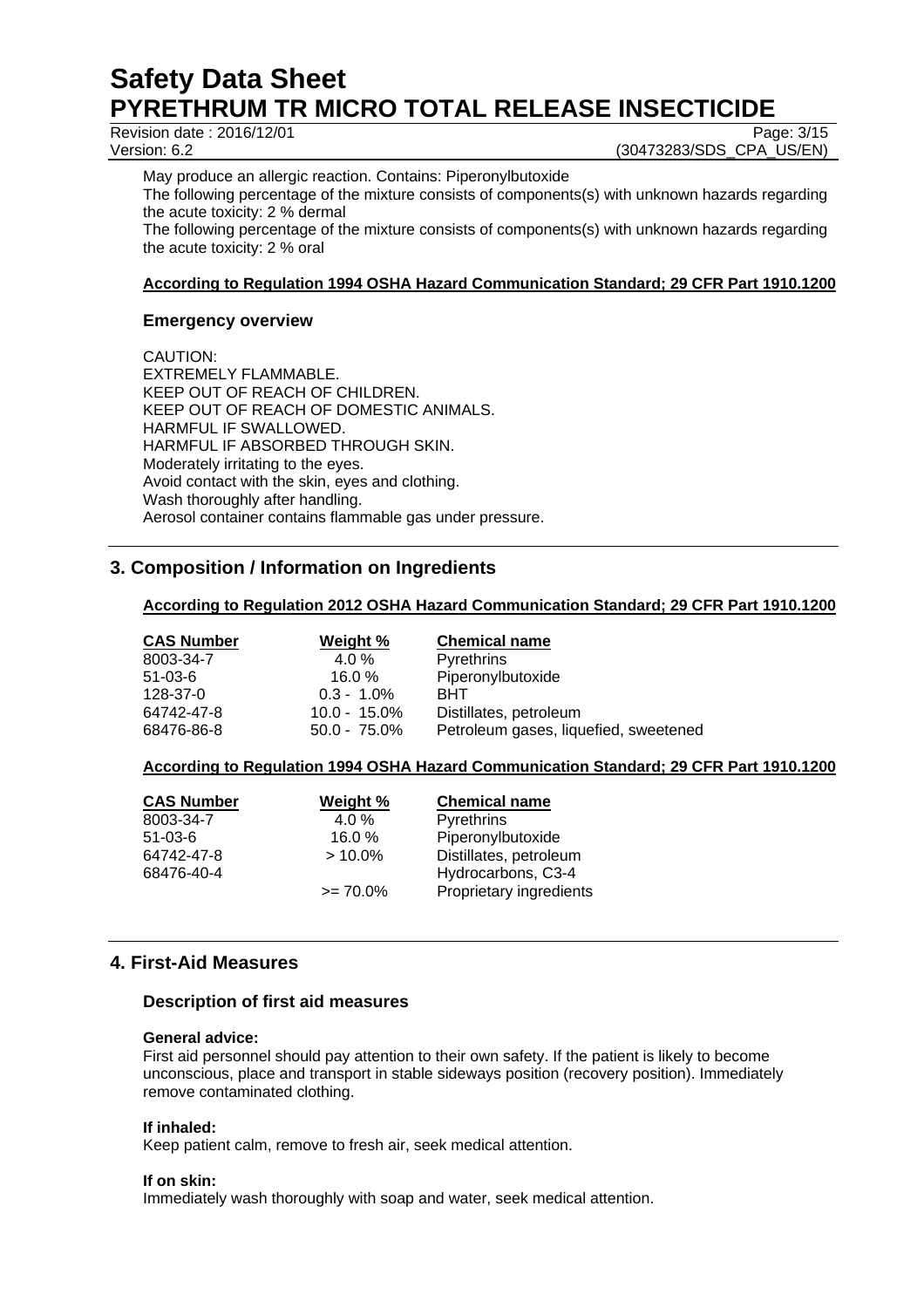May produce an allergic reaction. Contains: Piperonylbutoxide

The following percentage of the mixture consists of components(s) with unknown hazards regarding the acute toxicity: 2 % dermal

The following percentage of the mixture consists of components(s) with unknown hazards regarding the acute toxicity: 2 % oral

**According to Regulation 1994 OSHA Hazard Communication Standard; 29 CFR Part 1910.1200**

### Emergency overview

CAUTION:
EXTREMELY FLAMMABLE.
KEEP OUT OF REACH OF CHILDREN.
KEEP OUT OF REACH OF DOMESTIC ANIMALS.
HARMFUL IF SWALLOWED.
HARMFUL IF ABSORBED THROUGH SKIN.
Moderately irritating to the eyes.
Avoid contact with the skin, eyes and clothing.
Wash thoroughly after handling.
Aerosol container contains flammable gas under pressure.

## 3. Composition / Information on Ingredients

**According to Regulation 2012 OSHA Hazard Communication Standard; 29 CFR Part 1910.1200**

| CAS Number | Weight % | Chemical name |
|---|---|---|
| 8003-34-7 | 4.0 % | Pyrethrins |
| 51-03-6 | 16.0 % | Piperonylbutoxide |
| 128-37-0 | 0.3 - 1.0% | BHT |
| 64742-47-8 | 10.0 - 15.0% | Distillates, petroleum |
| 68476-86-8 | 50.0 - 75.0% | Petroleum gases, liquefied, sweetened |

**According to Regulation 1994 OSHA Hazard Communication Standard; 29 CFR Part 1910.1200**

| CAS Number | Weight % | Chemical name |
|---|---|---|
| 8003-34-7 | 4.0 % | Pyrethrins |
| 51-03-6 | 16.0 % | Piperonylbutoxide |
| 64742-47-8 | > 10.0% | Distillates, petroleum |
| 68476-40-4 | | Hydrocarbons, C3-4 |
| | >= 70.0% | Proprietary ingredients |

## 4. First-Aid Measures

### Description of first aid measures

**General advice:**
First aid personnel should pay attention to their own safety. If the patient is likely to become unconscious, place and transport in stable sideways position (recovery position). Immediately remove contaminated clothing.

**If inhaled:**
Keep patient calm, remove to fresh air, seek medical attention.

**If on skin:**
Immediately wash thoroughly with soap and water, seek medical attention.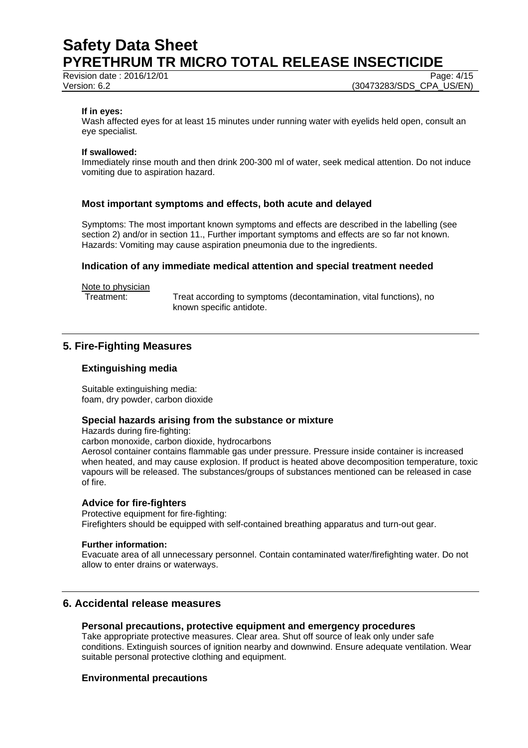**If in eyes:**
Wash affected eyes for at least 15 minutes under running water with eyelids held open, consult an eye specialist.

**If swallowed:**
Immediately rinse mouth and then drink 200-300 ml of water, seek medical attention. Do not induce vomiting due to aspiration hazard.

### Most important symptoms and effects, both acute and delayed

Symptoms: The most important known symptoms and effects are described in the labelling (see section 2) and/or in section 11., Further important symptoms and effects are so far not known.
Hazards: Vomiting may cause aspiration pneumonia due to the ingredients.

### Indication of any immediate medical attention and special treatment needed

Note to physician

Treatment: Treat according to symptoms (decontamination, vital functions), no known specific antidote.

## 5. Fire-Fighting Measures

### Extinguishing media

Suitable extinguishing media:
foam, dry powder, carbon dioxide

### Special hazards arising from the substance or mixture

Hazards during fire-fighting:
carbon monoxide, carbon dioxide, hydrocarbons
Aerosol container contains flammable gas under pressure. Pressure inside container is increased when heated, and may cause explosion. If product is heated above decomposition temperature, toxic vapours will be released. The substances/groups of substances mentioned can be released in case of fire.

### Advice for fire-fighters

Protective equipment for fire-fighting:
Firefighters should be equipped with self-contained breathing apparatus and turn-out gear.

**Further information:**
Evacuate area of all unnecessary personnel. Contain contaminated water/firefighting water. Do not allow to enter drains or waterways.

## 6. Accidental release measures

### Personal precautions, protective equipment and emergency procedures

Take appropriate protective measures. Clear area. Shut off source of leak only under safe conditions. Extinguish sources of ignition nearby and downwind. Ensure adequate ventilation. Wear suitable personal protective clothing and equipment.

### Environmental precautions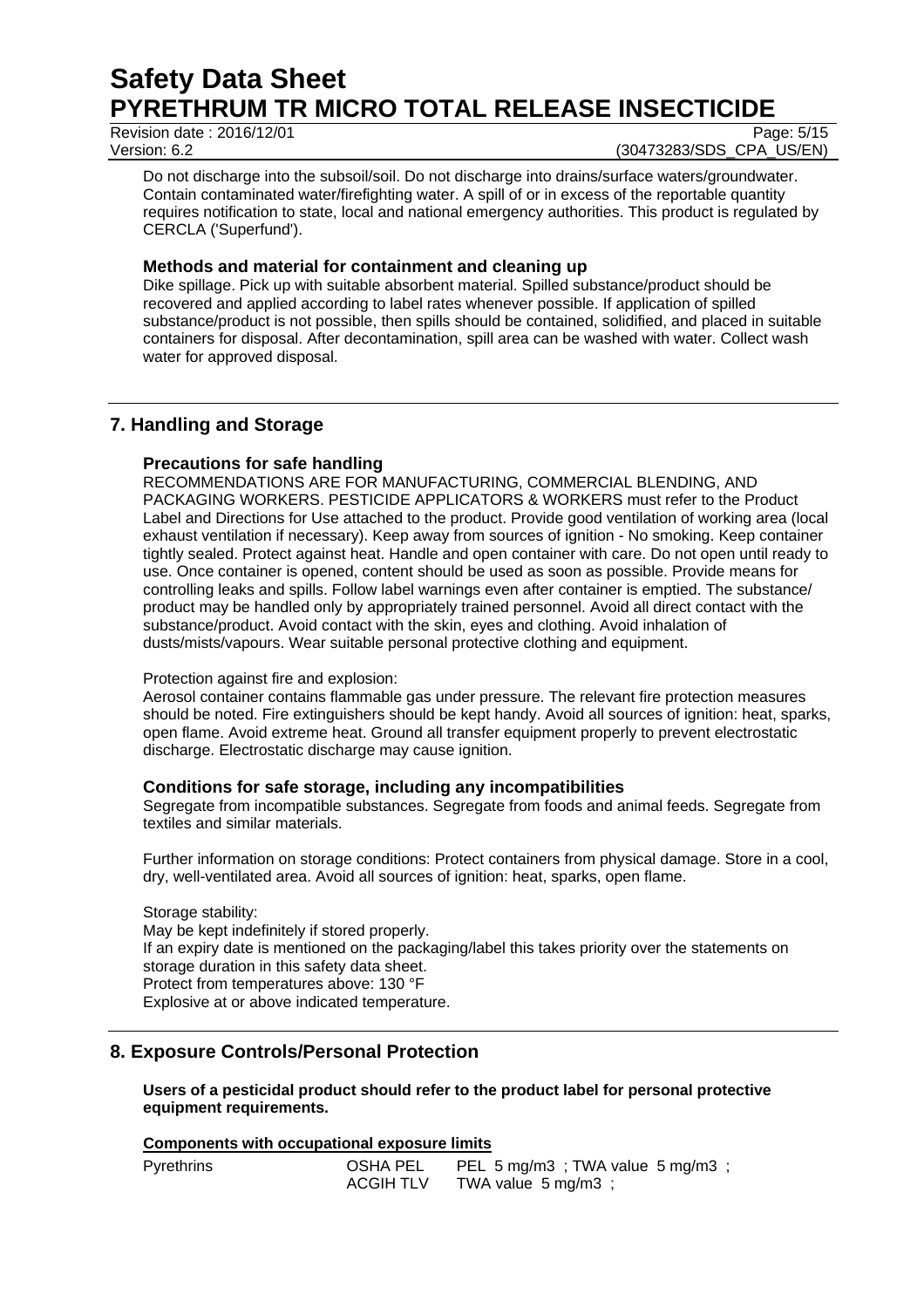Do not discharge into the subsoil/soil. Do not discharge into drains/surface waters/groundwater. Contain contaminated water/firefighting water. A spill of or in excess of the reportable quantity requires notification to state, local and national emergency authorities. This product is regulated by CERCLA ('Superfund').

### Methods and material for containment and cleaning up

Dike spillage. Pick up with suitable absorbent material. Spilled substance/product should be recovered and applied according to label rates whenever possible. If application of spilled substance/product is not possible, then spills should be contained, solidified, and placed in suitable containers for disposal. After decontamination, spill area can be washed with water. Collect wash water for approved disposal.

## 7. Handling and Storage

### Precautions for safe handling

RECOMMENDATIONS ARE FOR MANUFACTURING, COMMERCIAL BLENDING, AND PACKAGING WORKERS. PESTICIDE APPLICATORS & WORKERS must refer to the Product Label and Directions for Use attached to the product. Provide good ventilation of working area (local exhaust ventilation if necessary). Keep away from sources of ignition - No smoking. Keep container tightly sealed. Protect against heat. Handle and open container with care. Do not open until ready to use. Once container is opened, content should be used as soon as possible. Provide means for controlling leaks and spills. Follow label warnings even after container is emptied. The substance/ product may be handled only by appropriately trained personnel. Avoid all direct contact with the substance/product. Avoid contact with the skin, eyes and clothing. Avoid inhalation of dusts/mists/vapours. Wear suitable personal protective clothing and equipment.

Protection against fire and explosion:

Aerosol container contains flammable gas under pressure. The relevant fire protection measures should be noted. Fire extinguishers should be kept handy. Avoid all sources of ignition: heat, sparks, open flame. Avoid extreme heat. Ground all transfer equipment properly to prevent electrostatic discharge. Electrostatic discharge may cause ignition.

### Conditions for safe storage, including any incompatibilities

Segregate from incompatible substances. Segregate from foods and animal feeds. Segregate from textiles and similar materials.

Further information on storage conditions: Protect containers from physical damage. Store in a cool, dry, well-ventilated area. Avoid all sources of ignition: heat, sparks, open flame.

Storage stability:
May be kept indefinitely if stored properly.
If an expiry date is mentioned on the packaging/label this takes priority over the statements on storage duration in this safety data sheet.
Protect from temperatures above: 130 °F
Explosive at or above indicated temperature.

## 8. Exposure Controls/Personal Protection

**Users of a pesticidal product should refer to the product label for personal protective equipment requirements.**

**Components with occupational exposure limits**

| | | |
|---|---|---|
| Pyrethrins | OSHA PEL | PEL 5 mg/m3 ; TWA value 5 mg/m3 ; |
| | ACGIH TLV | TWA value 5 mg/m3 ; |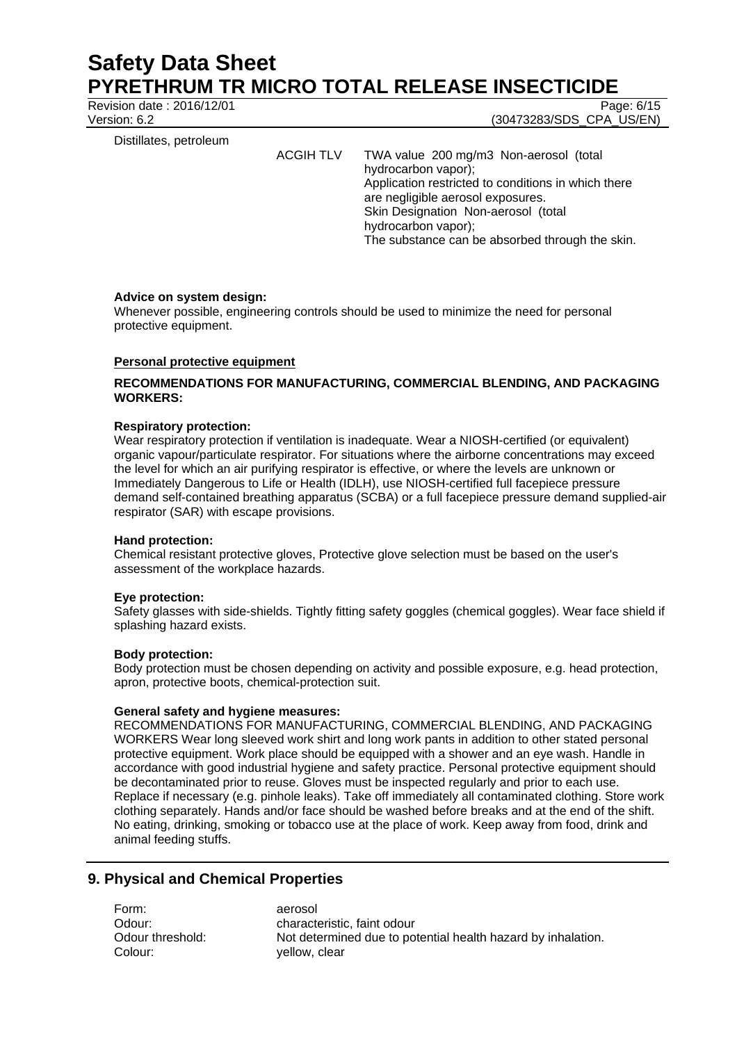| | | |
|---|---|---|
| Distillates, petroleum | | |
| | ACGIH TLV | TWA value 200 mg/m3 Non-aerosol (total hydrocarbon vapor);<br>Application restricted to conditions in which there are negligible aerosol exposures.<br>Skin Designation Non-aerosol (total hydrocarbon vapor);<br>The substance can be absorbed through the skin. |

**Advice on system design:**
Whenever possible, engineering controls should be used to minimize the need for personal protective equipment.

**Personal protective equipment**

**RECOMMENDATIONS FOR MANUFACTURING, COMMERCIAL BLENDING, AND PACKAGING WORKERS:**

**Respiratory protection:**
Wear respiratory protection if ventilation is inadequate. Wear a NIOSH-certified (or equivalent) organic vapour/particulate respirator. For situations where the airborne concentrations may exceed the level for which an air purifying respirator is effective, or where the levels are unknown or Immediately Dangerous to Life or Health (IDLH), use NIOSH-certified full facepiece pressure demand self-contained breathing apparatus (SCBA) or a full facepiece pressure demand supplied-air respirator (SAR) with escape provisions.

**Hand protection:**
Chemical resistant protective gloves, Protective glove selection must be based on the user's assessment of the workplace hazards.

**Eye protection:**
Safety glasses with side-shields. Tightly fitting safety goggles (chemical goggles). Wear face shield if splashing hazard exists.

**Body protection:**
Body protection must be chosen depending on activity and possible exposure, e.g. head protection, apron, protective boots, chemical-protection suit.

**General safety and hygiene measures:**
RECOMMENDATIONS FOR MANUFACTURING, COMMERCIAL BLENDING, AND PACKAGING WORKERS Wear long sleeved work shirt and long work pants in addition to other stated personal protective equipment. Work place should be equipped with a shower and an eye wash. Handle in accordance with good industrial hygiene and safety practice. Personal protective equipment should be decontaminated prior to reuse. Gloves must be inspected regularly and prior to each use. Replace if necessary (e.g. pinhole leaks). Take off immediately all contaminated clothing. Store work clothing separately. Hands and/or face should be washed before breaks and at the end of the shift. No eating, drinking, smoking or tobacco use at the place of work. Keep away from food, drink and animal feeding stuffs.

## 9. Physical and Chemical Properties

| | |
|---|---|
| Form: | aerosol |
| Odour: | characteristic, faint odour |
| Odour threshold: | Not determined due to potential health hazard by inhalation. |
| Colour: | yellow, clear |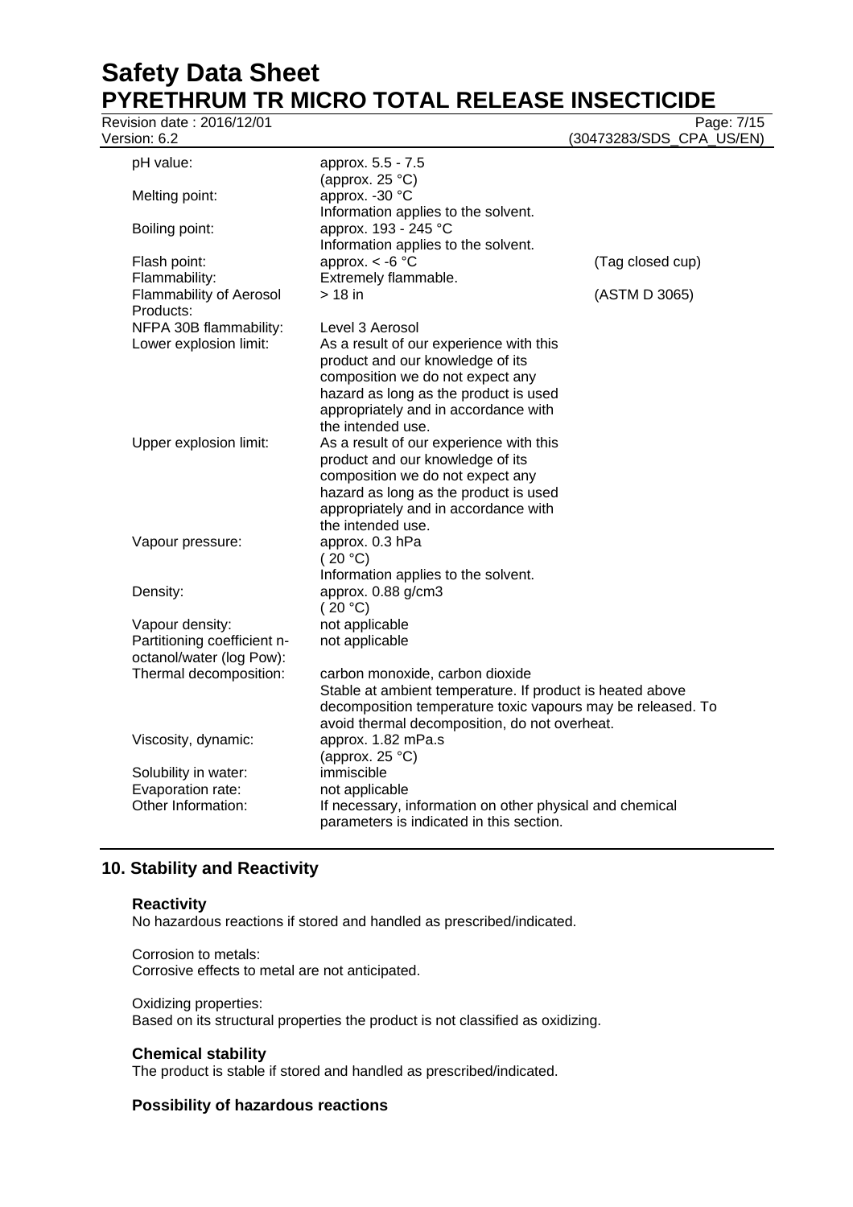| | | |
|---|---|---|
| pH value: | approx. 5.5 - 7.5<br>(approx. 25 °C) | |
| Melting point: | approx. -30 °C<br>Information applies to the solvent. | |
| Boiling point: | approx. 193 - 245 °C<br>Information applies to the solvent. | |
| Flash point: | approx. < -6 °C | (Tag closed cup) |
| Flammability: | Extremely flammable. | |
| Flammability of Aerosol Products: | > 18 in | (ASTM D 3065) |
| NFPA 30B flammability: | Level 3 Aerosol | |
| Lower explosion limit: | As a result of our experience with this product and our knowledge of its composition we do not expect any hazard as long as the product is used appropriately and in accordance with the intended use. | |
| Upper explosion limit: | As a result of our experience with this product and our knowledge of its composition we do not expect any hazard as long as the product is used appropriately and in accordance with the intended use. | |
| Vapour pressure: | approx. 0.3 hPa<br>( 20 °C)<br>Information applies to the solvent. | |
| Density: | approx. 0.88 g/cm3<br>( 20 °C) | |
| Vapour density: | not applicable | |
| Partitioning coefficient n-octanol/water (log Pow): | not applicable | |
| Thermal decomposition: | carbon monoxide, carbon dioxide<br>Stable at ambient temperature. If product is heated above decomposition temperature toxic vapours may be released. To avoid thermal decomposition, do not overheat. | |
| Viscosity, dynamic: | approx. 1.82 mPa.s<br>(approx. 25 °C) | |
| Solubility in water: | immiscible | |
| Evaporation rate: | not applicable | |
| Other Information: | If necessary, information on other physical and chemical parameters is indicated in this section. | |

## 10. Stability and Reactivity

### Reactivity

No hazardous reactions if stored and handled as prescribed/indicated.

Corrosion to metals:
Corrosive effects to metal are not anticipated.

Oxidizing properties:
Based on its structural properties the product is not classified as oxidizing.

### Chemical stability

The product is stable if stored and handled as prescribed/indicated.

### Possibility of hazardous reactions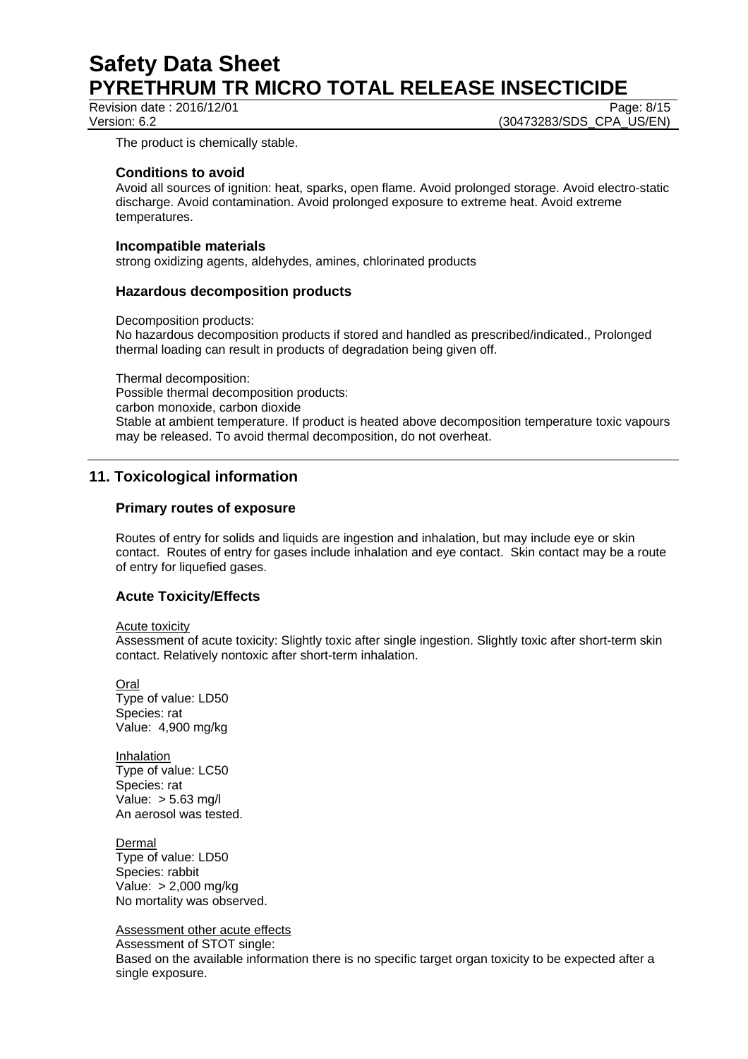The product is chemically stable.

### Conditions to avoid

Avoid all sources of ignition: heat, sparks, open flame. Avoid prolonged storage. Avoid electro-static discharge. Avoid contamination. Avoid prolonged exposure to extreme heat. Avoid extreme temperatures.

### Incompatible materials

strong oxidizing agents, aldehydes, amines, chlorinated products

### Hazardous decomposition products

Decomposition products:
No hazardous decomposition products if stored and handled as prescribed/indicated., Prolonged thermal loading can result in products of degradation being given off.

Thermal decomposition:
Possible thermal decomposition products:
carbon monoxide, carbon dioxide
Stable at ambient temperature. If product is heated above decomposition temperature toxic vapours may be released. To avoid thermal decomposition, do not overheat.

## 11. Toxicological information

### Primary routes of exposure

Routes of entry for solids and liquids are ingestion and inhalation, but may include eye or skin contact. Routes of entry for gases include inhalation and eye contact. Skin contact may be a route of entry for liquefied gases.

### Acute Toxicity/Effects

Acute toxicity
Assessment of acute toxicity: Slightly toxic after single ingestion. Slightly toxic after short-term skin contact. Relatively nontoxic after short-term inhalation.

Oral
Type of value: LD50
Species: rat
Value: 4,900 mg/kg

Inhalation
Type of value: LC50
Species: rat
Value: > 5.63 mg/l
An aerosol was tested.

Dermal
Type of value: LD50
Species: rabbit
Value: > 2,000 mg/kg
No mortality was observed.

Assessment other acute effects
Assessment of STOT single:
Based on the available information there is no specific target organ toxicity to be expected after a single exposure.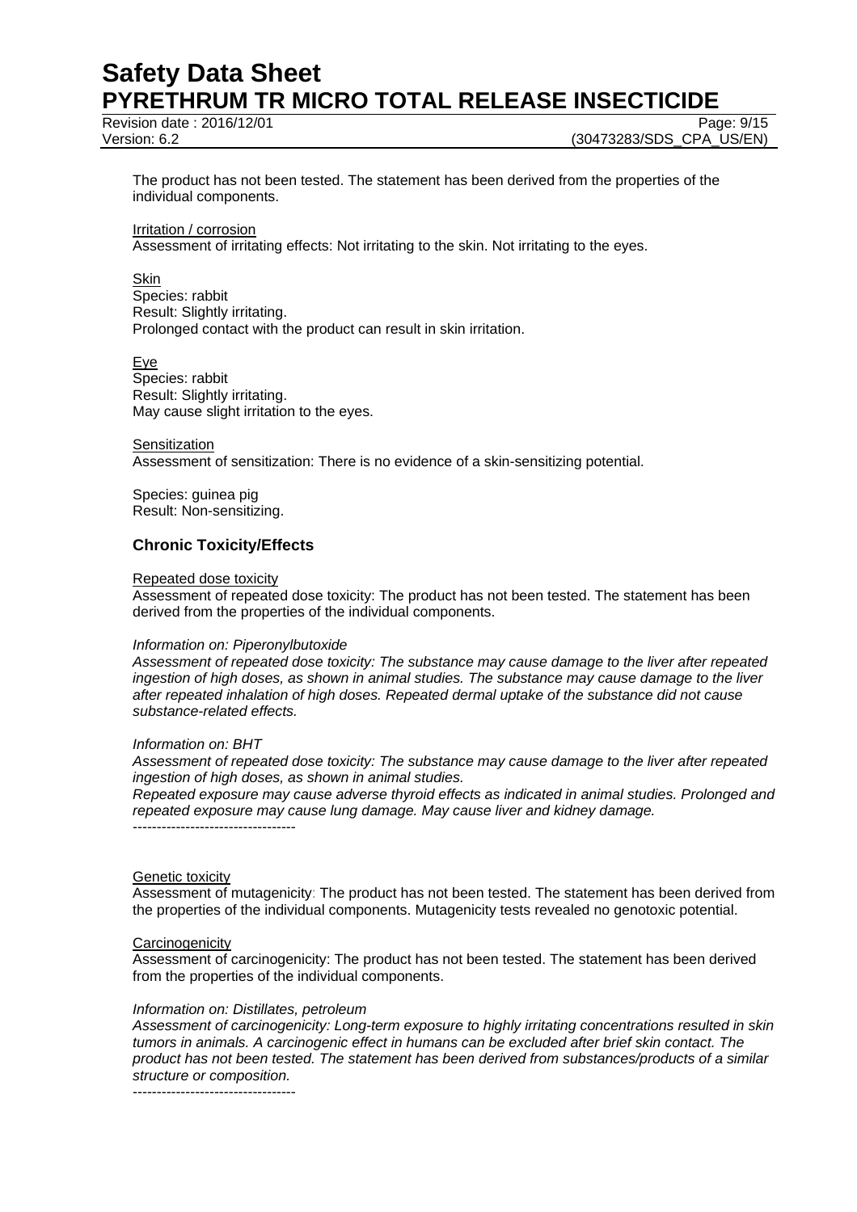The product has not been tested. The statement has been derived from the properties of the individual components.

Irritation / corrosion
Assessment of irritating effects: Not irritating to the skin. Not irritating to the eyes.

Skin
Species: rabbit
Result: Slightly irritating.
Prolonged contact with the product can result in skin irritation.

Eye
Species: rabbit
Result: Slightly irritating.
May cause slight irritation to the eyes.

Sensitization
Assessment of sensitization: There is no evidence of a skin-sensitizing potential.

Species: guinea pig
Result: Non-sensitizing.

### Chronic Toxicity/Effects

Repeated dose toxicity
Assessment of repeated dose toxicity: The product has not been tested. The statement has been derived from the properties of the individual components.

*Information on: Piperonylbutoxide*
*Assessment of repeated dose toxicity: The substance may cause damage to the liver after repeated ingestion of high doses, as shown in animal studies. The substance may cause damage to the liver after repeated inhalation of high doses. Repeated dermal uptake of the substance did not cause substance-related effects.*

*Information on: BHT*
*Assessment of repeated dose toxicity: The substance may cause damage to the liver after repeated ingestion of high doses, as shown in animal studies.*
*Repeated exposure may cause adverse thyroid effects as indicated in animal studies. Prolonged and repeated exposure may cause lung damage. May cause liver and kidney damage.*
----------------------------------

Genetic toxicity
Assessment of mutagenicity: The product has not been tested. The statement has been derived from the properties of the individual components. Mutagenicity tests revealed no genotoxic potential.

Carcinogenicity
Assessment of carcinogenicity: The product has not been tested. The statement has been derived from the properties of the individual components.

*Information on: Distillates, petroleum*
*Assessment of carcinogenicity: Long-term exposure to highly irritating concentrations resulted in skin tumors in animals. A carcinogenic effect in humans can be excluded after brief skin contact. The product has not been tested. The statement has been derived from substances/products of a similar structure or composition.*
----------------------------------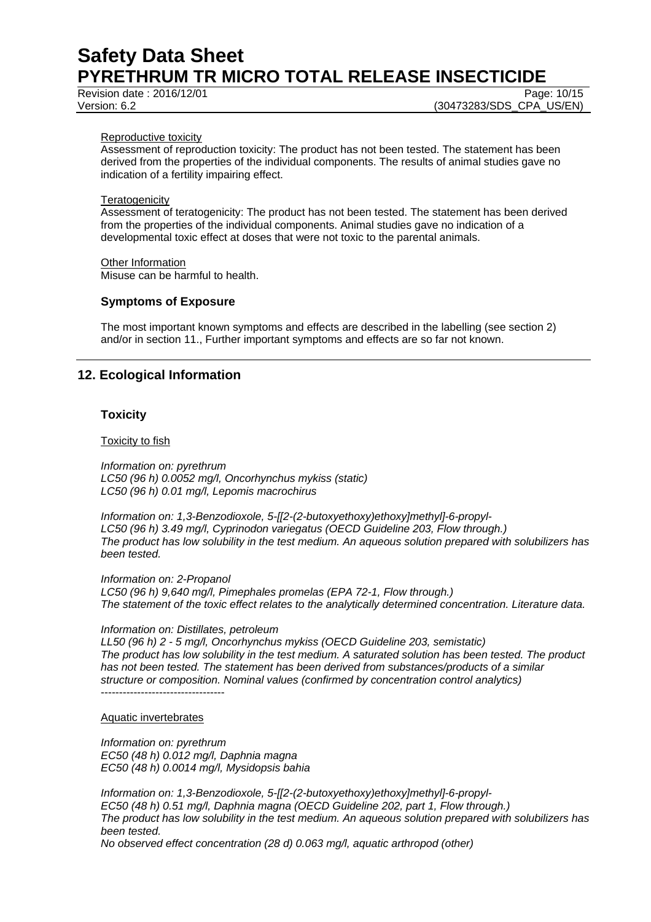Reproductive toxicity

Assessment of reproduction toxicity: The product has not been tested. The statement has been derived from the properties of the individual components. The results of animal studies gave no indication of a fertility impairing effect.

Teratogenicity

Assessment of teratogenicity: The product has not been tested. The statement has been derived from the properties of the individual components. Animal studies gave no indication of a developmental toxic effect at doses that were not toxic to the parental animals.

Other Information

Misuse can be harmful to health.

### Symptoms of Exposure

The most important known symptoms and effects are described in the labelling (see section 2) and/or in section 11., Further important symptoms and effects are so far not known.

## 12. Ecological Information

### Toxicity

Toxicity to fish

*Information on: pyrethrum*
*LC50 (96 h) 0.0052 mg/l, Oncorhynchus mykiss (static)*
*LC50 (96 h) 0.01 mg/l, Lepomis macrochirus*

*Information on: 1,3-Benzodioxole, 5-[[2-(2-butoxyethoxy)ethoxy]methyl]-6-propyl-*
*LC50 (96 h) 3.49 mg/l, Cyprinodon variegatus (OECD Guideline 203, Flow through.)*
*The product has low solubility in the test medium. An aqueous solution prepared with solubilizers has been tested.*

*Information on: 2-Propanol*
*LC50 (96 h) 9,640 mg/l, Pimephales promelas (EPA 72-1, Flow through.)*
*The statement of the toxic effect relates to the analytically determined concentration. Literature data.*

*Information on: Distillates, petroleum*
*LL50 (96 h) 2 - 5 mg/l, Oncorhynchus mykiss (OECD Guideline 203, semistatic)*
*The product has low solubility in the test medium. A saturated solution has been tested. The product has not been tested. The statement has been derived from substances/products of a similar structure or composition. Nominal values (confirmed by concentration control analytics)*
----------------------------------

Aquatic invertebrates

*Information on: pyrethrum*
*EC50 (48 h) 0.012 mg/l, Daphnia magna*
*EC50 (48 h) 0.0014 mg/l, Mysidopsis bahia*

*Information on: 1,3-Benzodioxole, 5-[[2-(2-butoxyethoxy)ethoxy]methyl]-6-propyl-*
*EC50 (48 h) 0.51 mg/l, Daphnia magna (OECD Guideline 202, part 1, Flow through.)*
*The product has low solubility in the test medium. An aqueous solution prepared with solubilizers has been tested.*
*No observed effect concentration (28 d) 0.063 mg/l, aquatic arthropod (other)*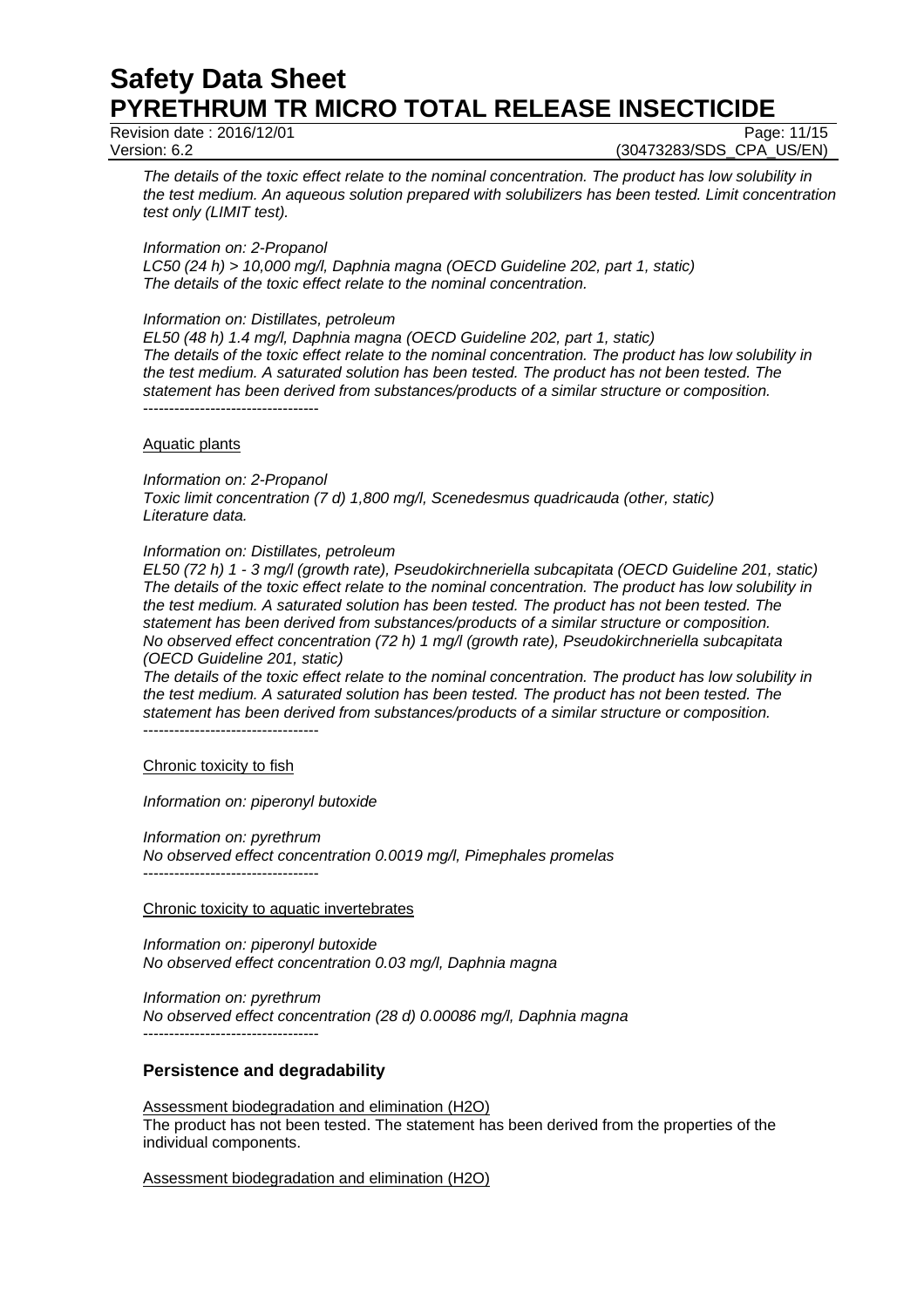*The details of the toxic effect relate to the nominal concentration. The product has low solubility in the test medium. An aqueous solution prepared with solubilizers has been tested. Limit concentration test only (LIMIT test).*

*Information on: 2-Propanol*
*LC50 (24 h) > 10,000 mg/l, Daphnia magna (OECD Guideline 202, part 1, static)*
*The details of the toxic effect relate to the nominal concentration.*

*Information on: Distillates, petroleum*
*EL50 (48 h) 1.4 mg/l, Daphnia magna (OECD Guideline 202, part 1, static)*
*The details of the toxic effect relate to the nominal concentration. The product has low solubility in the test medium. A saturated solution has been tested. The product has not been tested. The statement has been derived from substances/products of a similar structure or composition.*
----------------------------------

Aquatic plants

*Information on: 2-Propanol*
*Toxic limit concentration (7 d) 1,800 mg/l, Scenedesmus quadricauda (other, static)*
*Literature data.*

*Information on: Distillates, petroleum*
*EL50 (72 h) 1 - 3 mg/l (growth rate), Pseudokirchneriella subcapitata (OECD Guideline 201, static)*
*The details of the toxic effect relate to the nominal concentration. The product has low solubility in the test medium. A saturated solution has been tested. The product has not been tested. The statement has been derived from substances/products of a similar structure or composition.*
*No observed effect concentration (72 h) 1 mg/l (growth rate), Pseudokirchneriella subcapitata (OECD Guideline 201, static)*
*The details of the toxic effect relate to the nominal concentration. The product has low solubility in the test medium. A saturated solution has been tested. The product has not been tested. The statement has been derived from substances/products of a similar structure or composition.*
----------------------------------

Chronic toxicity to fish

*Information on: piperonyl butoxide*

*Information on: pyrethrum*
*No observed effect concentration 0.0019 mg/l, Pimephales promelas*
----------------------------------

Chronic toxicity to aquatic invertebrates

*Information on: piperonyl butoxide*
*No observed effect concentration 0.03 mg/l, Daphnia magna*

*Information on: pyrethrum*
*No observed effect concentration (28 d) 0.00086 mg/l, Daphnia magna*
----------------------------------

### Persistence and degradability

Assessment biodegradation and elimination (H2O)
The product has not been tested. The statement has been derived from the properties of the individual components.

Assessment biodegradation and elimination (H2O)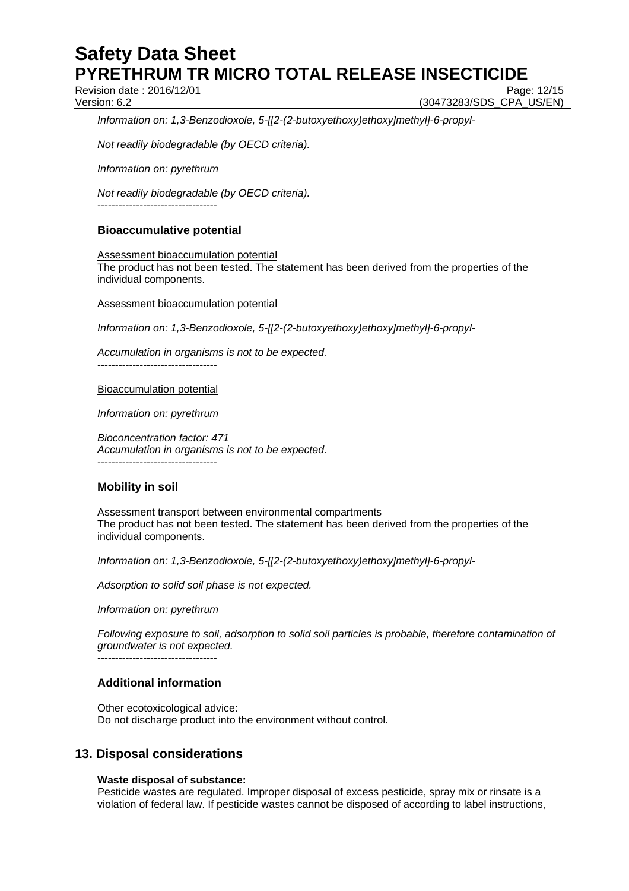*Information on: 1,3-Benzodioxole, 5-[[2-(2-butoxyethoxy)ethoxy]methyl]-6-propyl-*

*Not readily biodegradable (by OECD criteria).*

*Information on: pyrethrum*

*Not readily biodegradable (by OECD criteria).*

----------------------------------

### Bioaccumulative potential

Assessment bioaccumulation potential
The product has not been tested. The statement has been derived from the properties of the individual components.

Assessment bioaccumulation potential

*Information on: 1,3-Benzodioxole, 5-[[2-(2-butoxyethoxy)ethoxy]methyl]-6-propyl-*

*Accumulation in organisms is not to be expected.*

----------------------------------

Bioaccumulation potential

*Information on: pyrethrum*

*Bioconcentration factor: 471*
*Accumulation in organisms is not to be expected.*

----------------------------------

### Mobility in soil

Assessment transport between environmental compartments
The product has not been tested. The statement has been derived from the properties of the individual components.

*Information on: 1,3-Benzodioxole, 5-[[2-(2-butoxyethoxy)ethoxy]methyl]-6-propyl-*

*Adsorption to solid soil phase is not expected.*

*Information on: pyrethrum*

*Following exposure to soil, adsorption to solid soil particles is probable, therefore contamination of groundwater is not expected.*

----------------------------------

### Additional information

Other ecotoxicological advice:
Do not discharge product into the environment without control.

## 13. Disposal considerations

**Waste disposal of substance:**
Pesticide wastes are regulated. Improper disposal of excess pesticide, spray mix or rinsate is a violation of federal law. If pesticide wastes cannot be disposed of according to label instructions,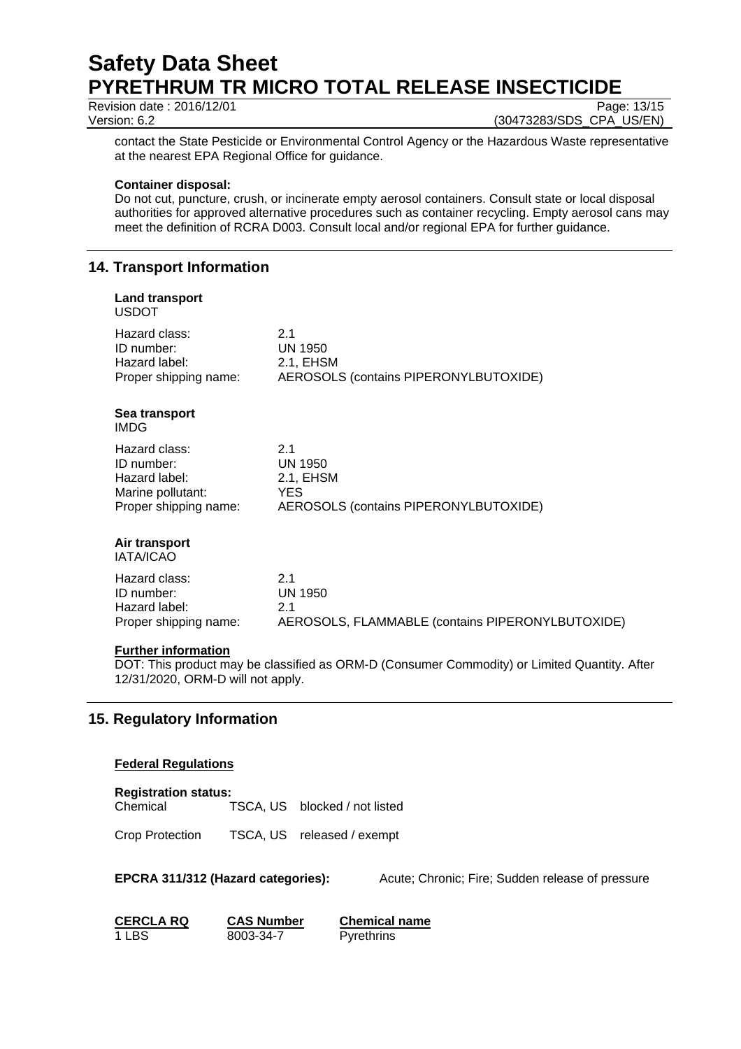contact the State Pesticide or Environmental Control Agency or the Hazardous Waste representative at the nearest EPA Regional Office for guidance.

**Container disposal:**
Do not cut, puncture, crush, or incinerate empty aerosol containers. Consult state or local disposal authorities for approved alternative procedures such as container recycling. Empty aerosol cans may meet the definition of RCRA D003. Consult local and/or regional EPA for further guidance.

## 14. Transport Information

**Land transport**
USDOT

| | |
|---|---|
| Hazard class: | 2.1 |
| ID number: | UN 1950 |
| Hazard label: | 2.1, EHSM |
| Proper shipping name: | AEROSOLS (contains PIPERONYLBUTOXIDE) |

**Sea transport**
IMDG

| | |
|---|---|
| Hazard class: | 2.1 |
| ID number: | UN 1950 |
| Hazard label: | 2.1, EHSM |
| Marine pollutant: | YES |
| Proper shipping name: | AEROSOLS (contains PIPERONYLBUTOXIDE) |

**Air transport**
IATA/ICAO

| | |
|---|---|
| Hazard class: | 2.1 |
| ID number: | UN 1950 |
| Hazard label: | 2.1 |
| Proper shipping name: | AEROSOLS, FLAMMABLE (contains PIPERONYLBUTOXIDE) |

**Further information**
DOT: This product may be classified as ORM-D (Consumer Commodity) or Limited Quantity. After 12/31/2020, ORM-D will not apply.

## 15. Regulatory Information

**Federal Regulations**

**Registration status:**

| | | |
|---|---|---|
| Chemical | TSCA, US | blocked / not listed |
| Crop Protection | TSCA, US | released / exempt |

**EPCRA 311/312 (Hazard categories):** Acute; Chronic; Fire; Sudden release of pressure

| CERCLA RQ | CAS Number | Chemical name |
|---|---|---|
| 1 LBS | 8003-34-7 | Pyrethrins |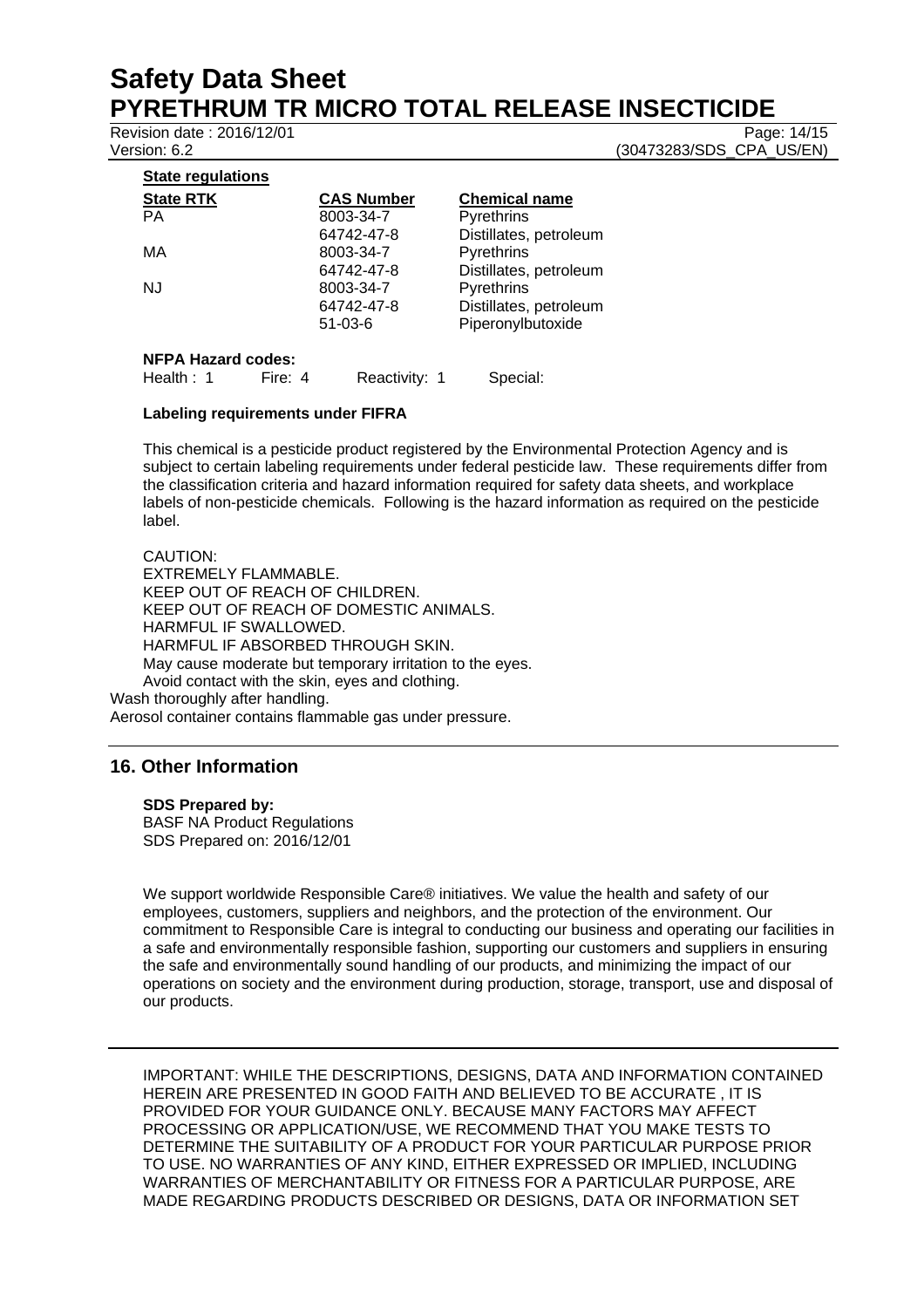**State regulations**

| State RTK | CAS Number | Chemical name |
|---|---|---|
| PA | 8003-34-7 | Pyrethrins |
| | 64742-47-8 | Distillates, petroleum |
| MA | 8003-34-7 | Pyrethrins |
| | 64742-47-8 | Distillates, petroleum |
| NJ | 8003-34-7 | Pyrethrins |
| | 64742-47-8 | Distillates, petroleum |
| | 51-03-6 | Piperonylbutoxide |

**NFPA Hazard codes:**

Health : 1 Fire: 4 Reactivity: 1 Special:

**Labeling requirements under FIFRA**

This chemical is a pesticide product registered by the Environmental Protection Agency and is subject to certain labeling requirements under federal pesticide law. These requirements differ from the classification criteria and hazard information required for safety data sheets, and workplace labels of non-pesticide chemicals. Following is the hazard information as required on the pesticide label.

CAUTION:
EXTREMELY FLAMMABLE.
KEEP OUT OF REACH OF CHILDREN.
KEEP OUT OF REACH OF DOMESTIC ANIMALS.
HARMFUL IF SWALLOWED.
HARMFUL IF ABSORBED THROUGH SKIN.
May cause moderate but temporary irritation to the eyes.
Avoid contact with the skin, eyes and clothing.
Wash thoroughly after handling.
Aerosol container contains flammable gas under pressure.

## 16. Other Information

**SDS Prepared by:**
BASF NA Product Regulations
SDS Prepared on: 2016/12/01

We support worldwide Responsible Care® initiatives. We value the health and safety of our employees, customers, suppliers and neighbors, and the protection of the environment. Our commitment to Responsible Care is integral to conducting our business and operating our facilities in a safe and environmentally responsible fashion, supporting our customers and suppliers in ensuring the safe and environmentally sound handling of our products, and minimizing the impact of our operations on society and the environment during production, storage, transport, use and disposal of our products.

IMPORTANT: WHILE THE DESCRIPTIONS, DESIGNS, DATA AND INFORMATION CONTAINED HEREIN ARE PRESENTED IN GOOD FAITH AND BELIEVED TO BE ACCURATE , IT IS PROVIDED FOR YOUR GUIDANCE ONLY. BECAUSE MANY FACTORS MAY AFFECT PROCESSING OR APPLICATION/USE, WE RECOMMEND THAT YOU MAKE TESTS TO DETERMINE THE SUITABILITY OF A PRODUCT FOR YOUR PARTICULAR PURPOSE PRIOR TO USE. NO WARRANTIES OF ANY KIND, EITHER EXPRESSED OR IMPLIED, INCLUDING WARRANTIES OF MERCHANTABILITY OR FITNESS FOR A PARTICULAR PURPOSE, ARE MADE REGARDING PRODUCTS DESCRIBED OR DESIGNS, DATA OR INFORMATION SET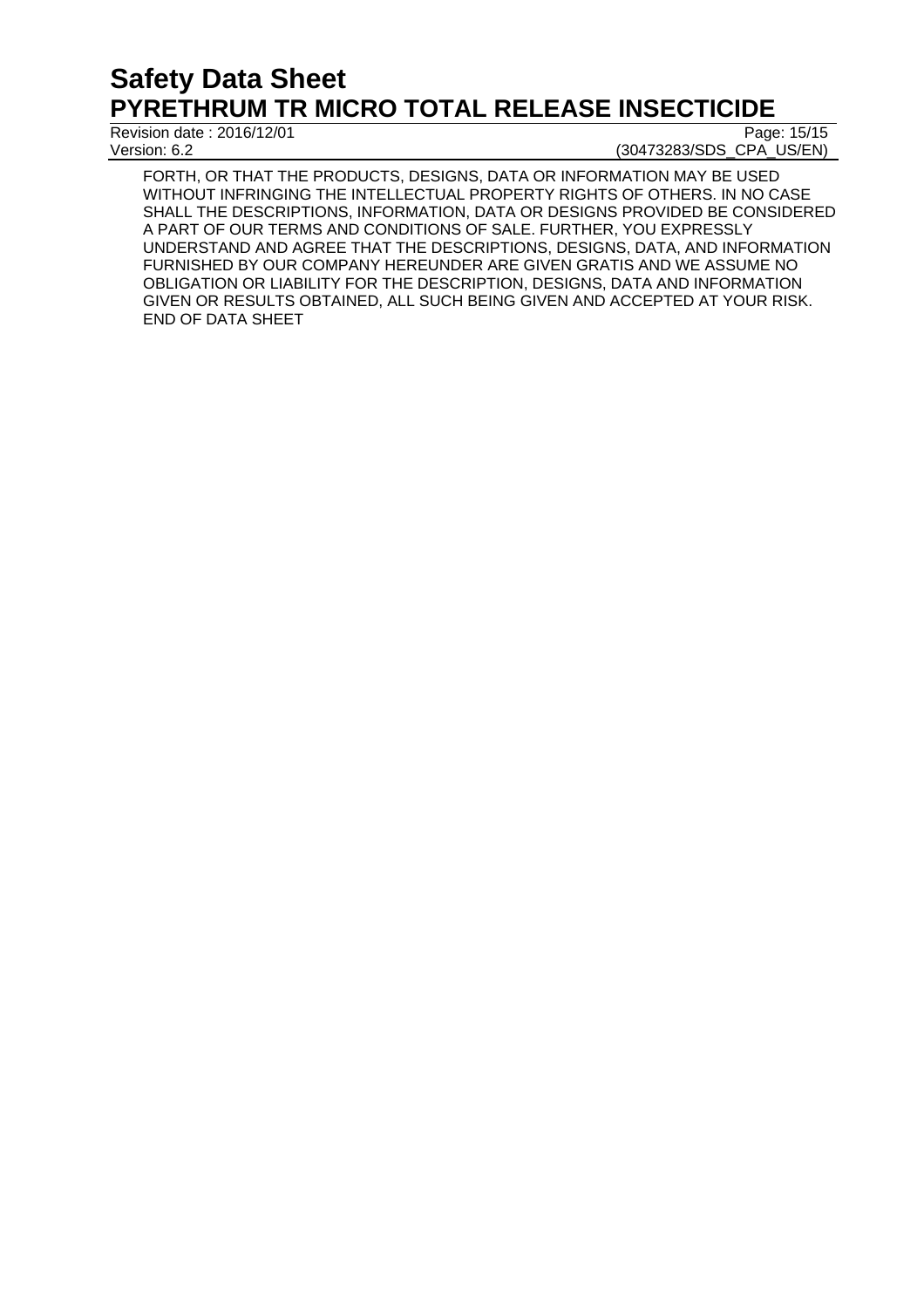FORTH, OR THAT THE PRODUCTS, DESIGNS, DATA OR INFORMATION MAY BE USED WITHOUT INFRINGING THE INTELLECTUAL PROPERTY RIGHTS OF OTHERS. IN NO CASE SHALL THE DESCRIPTIONS, INFORMATION, DATA OR DESIGNS PROVIDED BE CONSIDERED A PART OF OUR TERMS AND CONDITIONS OF SALE. FURTHER, YOU EXPRESSLY UNDERSTAND AND AGREE THAT THE DESCRIPTIONS, DESIGNS, DATA, AND INFORMATION FURNISHED BY OUR COMPANY HEREUNDER ARE GIVEN GRATIS AND WE ASSUME NO OBLIGATION OR LIABILITY FOR THE DESCRIPTION, DESIGNS, DATA AND INFORMATION GIVEN OR RESULTS OBTAINED, ALL SUCH BEING GIVEN AND ACCEPTED AT YOUR RISK.

END OF DATA SHEET